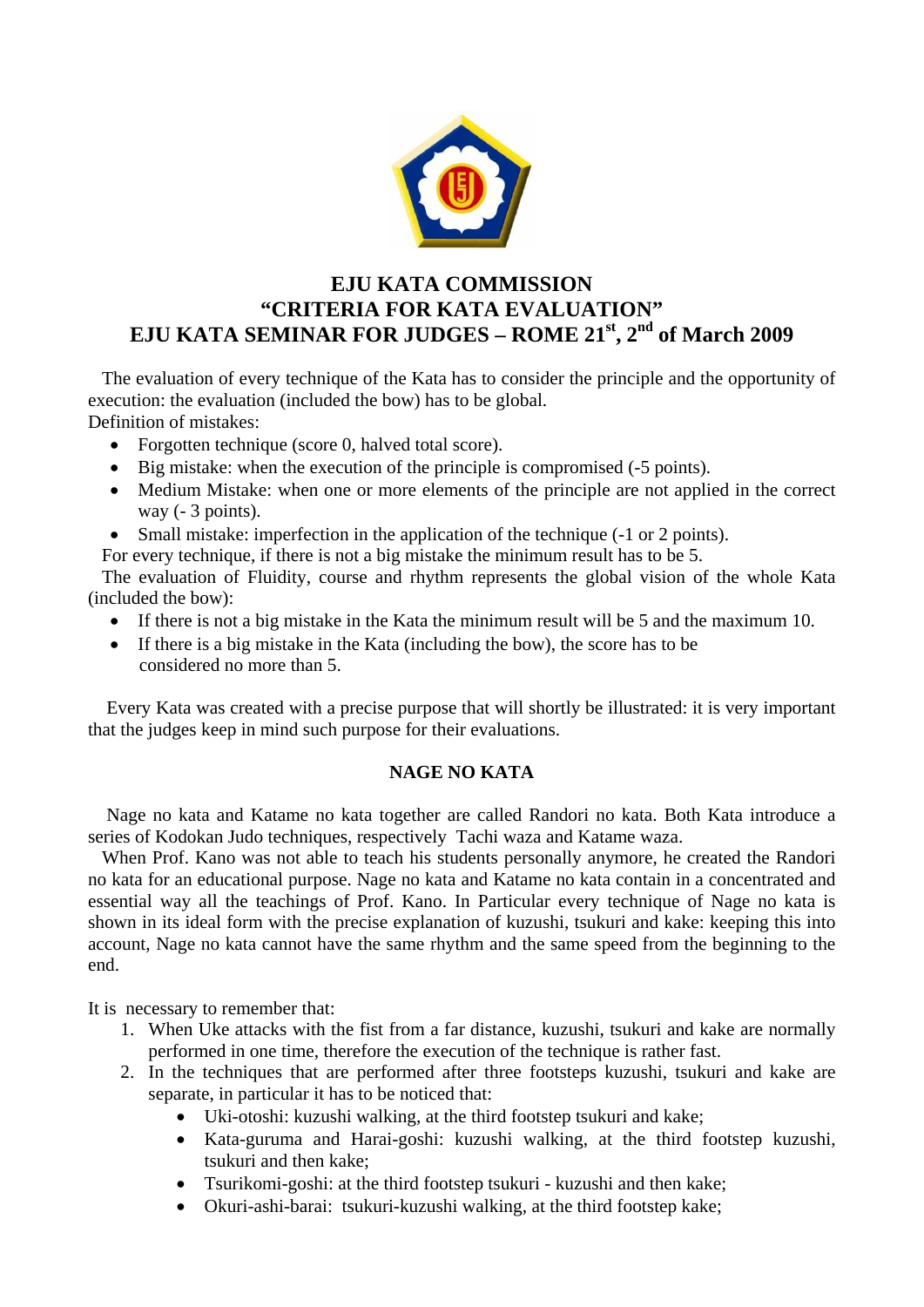# EJU KATA COMMISSION
# "CRITERIA FOR KATA EVALUATION"
# EJU KATA SEMINAR FOR JUDGES – ROME 21st, 2nd of March 2009

The evaluation of every technique of the Kata has to consider the principle and the opportunity of execution: the evaluation (included the bow) has to be global.
Definition of mistakes:

- Forgotten technique (score 0, halved total score).
- Big mistake: when the execution of the principle is compromised (-5 points).
- Medium Mistake: when one or more elements of the principle are not applied in the correct way (- 3 points).
- Small mistake: imperfection in the application of the technique (-1 or 2 points).

For every technique, if there is not a big mistake the minimum result has to be 5.
The evaluation of Fluidity, course and rhythm represents the global vision of the whole Kata (included the bow):

- If there is not a big mistake in the Kata the minimum result will be 5 and the maximum 10.
- If there is a big mistake in the Kata (including the bow), the score has to be considered no more than 5.

Every Kata was created with a precise purpose that will shortly be illustrated: it is very important that the judges keep in mind such purpose for their evaluations.

## NAGE NO KATA

Nage no kata and Katame no kata together are called Randori no kata. Both Kata introduce a series of Kodokan Judo techniques, respectively Tachi waza and Katame waza.
When Prof. Kano was not able to teach his students personally anymore, he created the Randori no kata for an educational purpose. Nage no kata and Katame no kata contain in a concentrated and essential way all the teachings of Prof. Kano. In Particular every technique of Nage no kata is shown in its ideal form with the precise explanation of kuzushi, tsukuri and kake: keeping this into account, Nage no kata cannot have the same rhythm and the same speed from the beginning to the end.

It is necessary to remember that:

1. When Uke attacks with the fist from a far distance, kuzushi, tsukuri and kake are normally performed in one time, therefore the execution of the technique is rather fast.
2. In the techniques that are performed after three footsteps kuzushi, tsukuri and kake are separate, in particular it has to be noticed that:
   - Uki-otoshi: kuzushi walking, at the third footstep tsukuri and kake;
   - Kata-guruma and Harai-goshi: kuzushi walking, at the third footstep kuzushi, tsukuri and then kake;
   - Tsurikomi-goshi: at the third footstep tsukuri - kuzushi and then kake;
   - Okuri-ashi-barai: tsukuri-kuzushi walking, at the third footstep kake;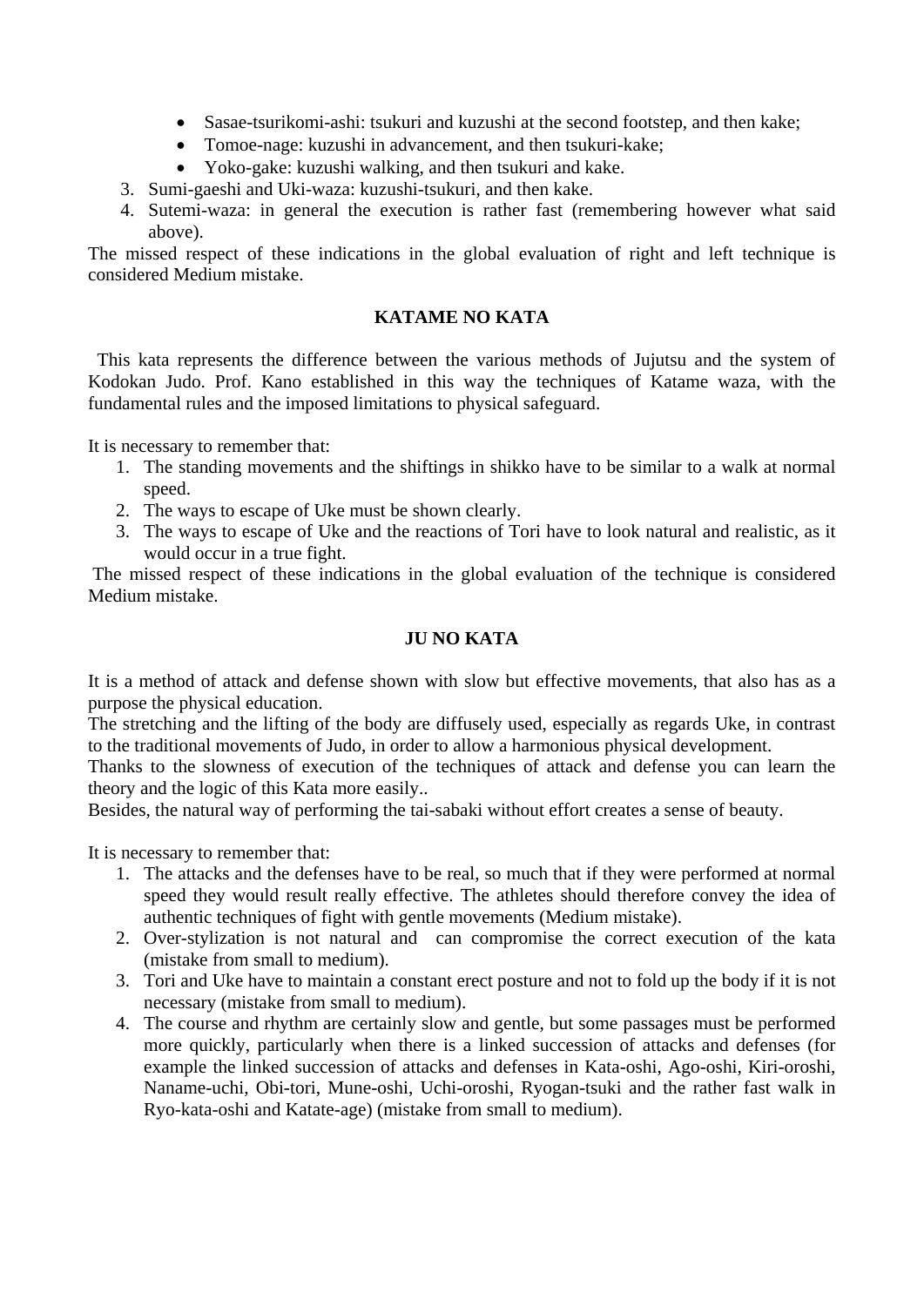- Sasae-tsurikomi-ashi: tsukuri and kuzushi at the second footstep, and then kake;
- Tomoe-nage: kuzushi in advancement, and then tsukuri-kake;
- Yoko-gake: kuzushi walking, and then tsukuri and kake.

3. Sumi-gaeshi and Uki-waza: kuzushi-tsukuri, and then kake.
4. Sutemi-waza: in general the execution is rather fast (remembering however what said above).

The missed respect of these indications in the global evaluation of right and left technique is considered Medium mistake.

## KATAME NO KATA

This kata represents the difference between the various methods of Jujutsu and the system of Kodokan Judo. Prof. Kano established in this way the techniques of Katame waza, with the fundamental rules and the imposed limitations to physical safeguard.

It is necessary to remember that:

1. The standing movements and the shiftings in shikko have to be similar to a walk at normal speed.
2. The ways to escape of Uke must be shown clearly.
3. The ways to escape of Uke and the reactions of Tori have to look natural and realistic, as it would occur in a true fight.

The missed respect of these indications in the global evaluation of the technique is considered Medium mistake.

## JU NO KATA

It is a method of attack and defense shown with slow but effective movements, that also has as a purpose the physical education.

The stretching and the lifting of the body are diffusely used, especially as regards Uke, in contrast to the traditional movements of Judo, in order to allow a harmonious physical development.

Thanks to the slowness of execution of the techniques of attack and defense you can learn the theory and the logic of this Kata more easily..

Besides, the natural way of performing the tai-sabaki without effort creates a sense of beauty.

It is necessary to remember that:

1. The attacks and the defenses have to be real, so much that if they were performed at normal speed they would result really effective. The athletes should therefore convey the idea of authentic techniques of fight with gentle movements (Medium mistake).
2. Over-stylization is not natural and can compromise the correct execution of the kata (mistake from small to medium).
3. Tori and Uke have to maintain a constant erect posture and not to fold up the body if it is not necessary (mistake from small to medium).
4. The course and rhythm are certainly slow and gentle, but some passages must be performed more quickly, particularly when there is a linked succession of attacks and defenses (for example the linked succession of attacks and defenses in Kata-oshi, Ago-oshi, Kiri-oroshi, Naname-uchi, Obi-tori, Mune-oshi, Uchi-oroshi, Ryogan-tsuki and the rather fast walk in Ryo-kata-oshi and Katate-age) (mistake from small to medium).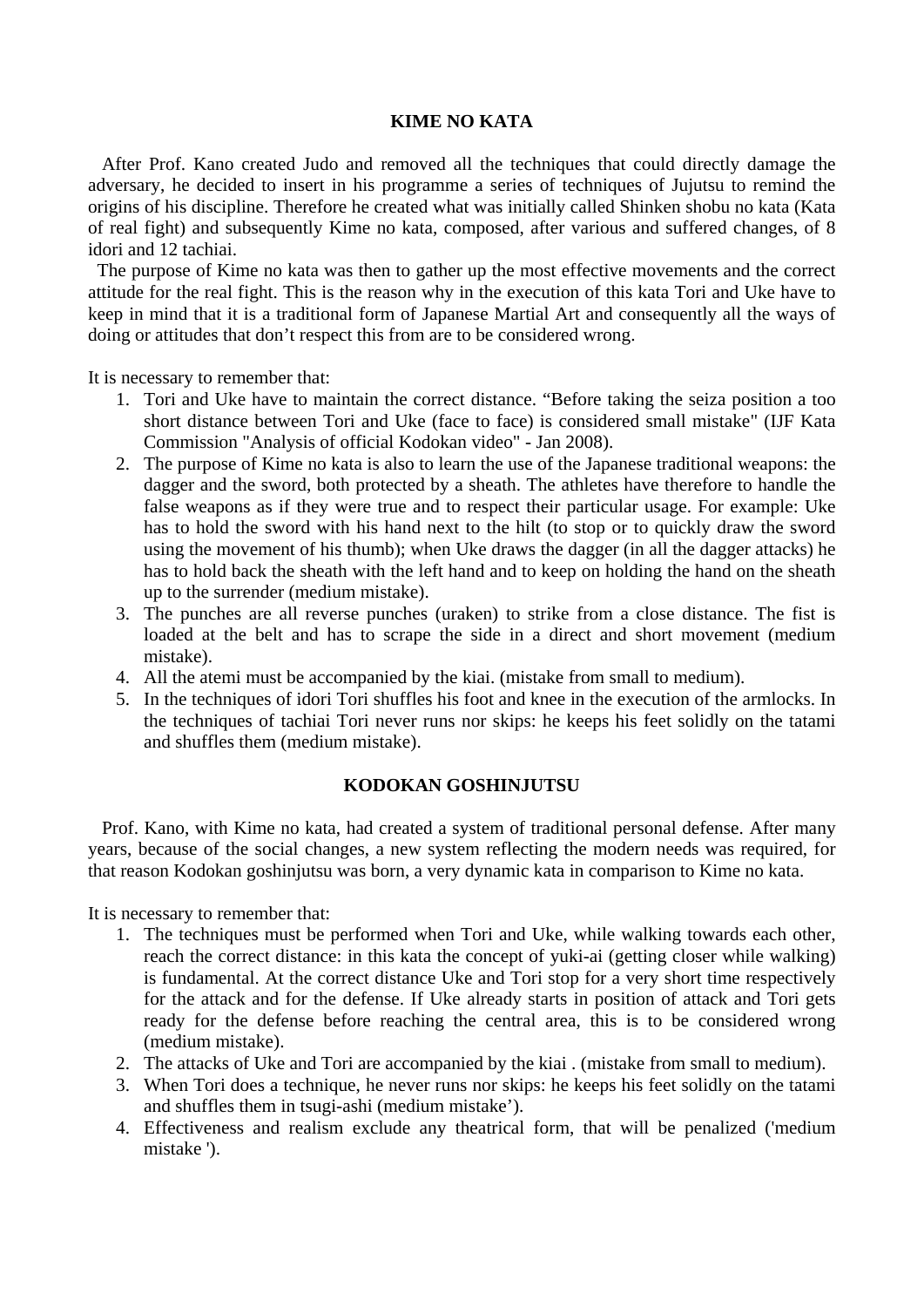## KIME NO KATA

After Prof. Kano created Judo and removed all the techniques that could directly damage the adversary, he decided to insert in his programme a series of techniques of Jujutsu to remind the origins of his discipline. Therefore he created what was initially called Shinken shobu no kata (Kata of real fight) and subsequently Kime no kata, composed, after various and suffered changes, of 8 idori and 12 tachiai.

The purpose of Kime no kata was then to gather up the most effective movements and the correct attitude for the real fight. This is the reason why in the execution of this kata Tori and Uke have to keep in mind that it is a traditional form of Japanese Martial Art and consequently all the ways of doing or attitudes that don't respect this from are to be considered wrong.

It is necessary to remember that:

1. Tori and Uke have to maintain the correct distance. "Before taking the seiza position a too short distance between Tori and Uke (face to face) is considered small mistake" (IJF Kata Commission "Analysis of official Kodokan video" - Jan 2008).
2. The purpose of Kime no kata is also to learn the use of the Japanese traditional weapons: the dagger and the sword, both protected by a sheath. The athletes have therefore to handle the false weapons as if they were true and to respect their particular usage. For example: Uke has to hold the sword with his hand next to the hilt (to stop or to quickly draw the sword using the movement of his thumb); when Uke draws the dagger (in all the dagger attacks) he has to hold back the sheath with the left hand and to keep on holding the hand on the sheath up to the surrender (medium mistake).
3. The punches are all reverse punches (uraken) to strike from a close distance. The fist is loaded at the belt and has to scrape the side in a direct and short movement (medium mistake).
4. All the atemi must be accompanied by the kiai. (mistake from small to medium).
5. In the techniques of idori Tori shuffles his foot and knee in the execution of the armlocks. In the techniques of tachiai Tori never runs nor skips: he keeps his feet solidly on the tatami and shuffles them (medium mistake).

## KODOKAN GOSHINJUTSU

Prof. Kano, with Kime no kata, had created a system of traditional personal defense. After many years, because of the social changes, a new system reflecting the modern needs was required, for that reason Kodokan goshinjutsu was born, a very dynamic kata in comparison to Kime no kata.

It is necessary to remember that:

1. The techniques must be performed when Tori and Uke, while walking towards each other, reach the correct distance: in this kata the concept of yuki-ai (getting closer while walking) is fundamental. At the correct distance Uke and Tori stop for a very short time respectively for the attack and for the defense. If Uke already starts in position of attack and Tori gets ready for the defense before reaching the central area, this is to be considered wrong (medium mistake).
2. The attacks of Uke and Tori are accompanied by the kiai . (mistake from small to medium).
3. When Tori does a technique, he never runs nor skips: he keeps his feet solidly on the tatami and shuffles them in tsugi-ashi (medium mistake').
4. Effectiveness and realism exclude any theatrical form, that will be penalized ('medium mistake ').